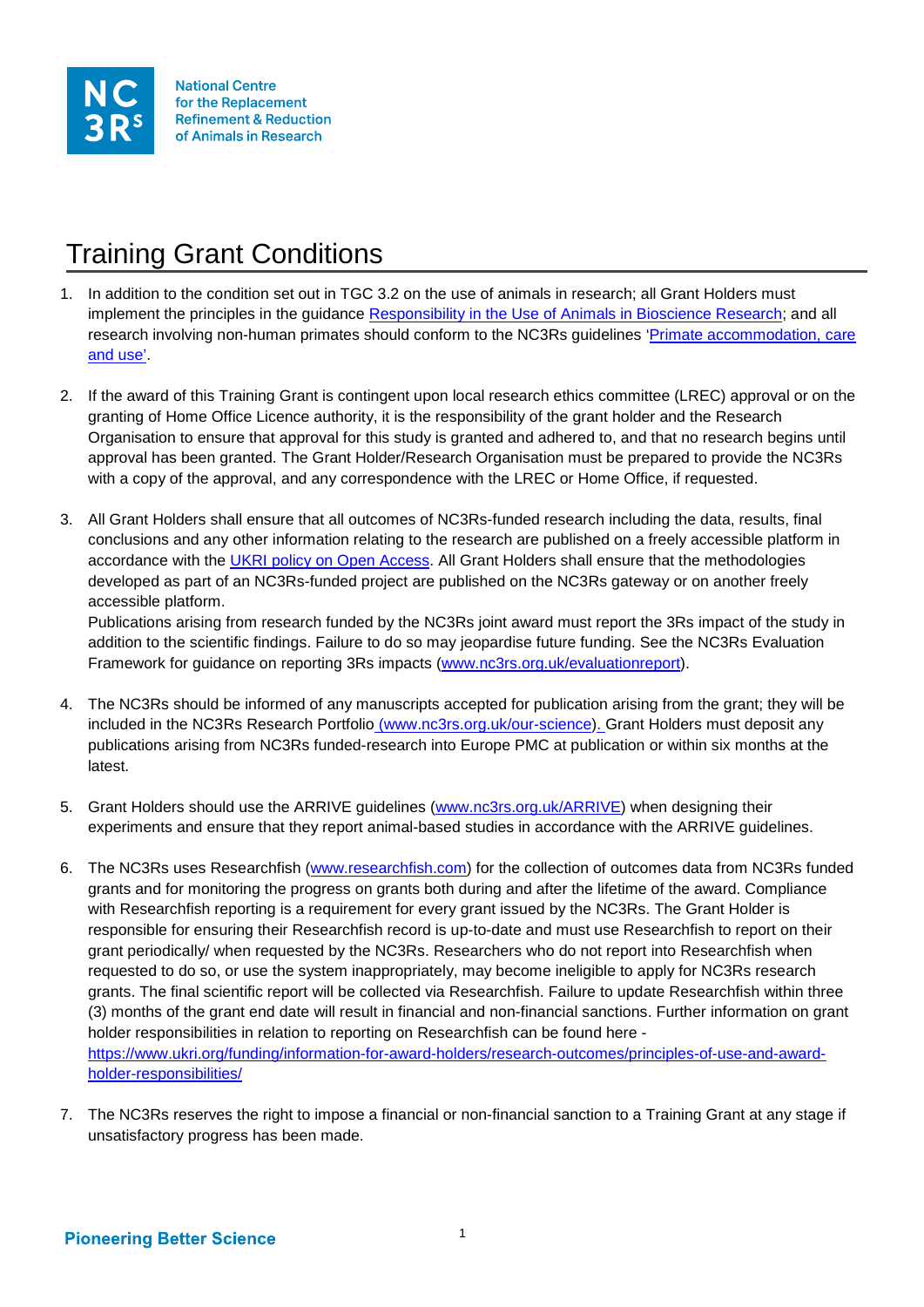National Centre for the Replacement Refinement & Reduction of Animals in Research

# Training Grant Conditions

1. In addition to the condition set out in TGC 3.2 on the use of animals in research; all Grant Holders must implement the principles in the guidance [Responsibility in the Use of Animals in Bioscience Research](); and all research involving non-human primates should conform to the NC3Rs guidelines '[Primate accommodation, care and use']().

2. If the award of this Training Grant is contingent upon local research ethics committee (LREC) approval or on the granting of Home Office Licence authority, it is the responsibility of the grant holder and the Research Organisation to ensure that approval for this study is granted and adhered to, and that no research begins until approval has been granted. The Grant Holder/Research Organisation must be prepared to provide the NC3Rs with a copy of the approval, and any correspondence with the LREC or Home Office, if requested.

3. All Grant Holders shall ensure that all outcomes of NC3Rs-funded research including the data, results, final conclusions and any other information relating to the research are published on a freely accessible platform in accordance with the [UKRI policy on Open Access](). All Grant Holders shall ensure that the methodologies developed as part of an NC3Rs-funded project are published on the NC3Rs gateway or on another freely accessible platform.
   Publications arising from research funded by the NC3Rs joint award must report the 3Rs impact of the study in addition to the scientific findings. Failure to do so may jeopardise future funding. See the NC3Rs Evaluation Framework for guidance on reporting 3Rs impacts (www.nc3rs.org.uk/evaluationreport).

4. The NC3Rs should be informed of any manuscripts accepted for publication arising from the grant; they will be included in the NC3Rs Research Portfolio (www.nc3rs.org.uk/our-science). Grant Holders must deposit any publications arising from NC3Rs funded-research into Europe PMC at publication or within six months at the latest.

5. Grant Holders should use the ARRIVE guidelines (www.nc3rs.org.uk/ARRIVE) when designing their experiments and ensure that they report animal-based studies in accordance with the ARRIVE guidelines.

6. The NC3Rs uses Researchfish (www.researchfish.com) for the collection of outcomes data from NC3Rs funded grants and for monitoring the progress on grants both during and after the lifetime of the award. Compliance with Researchfish reporting is a requirement for every grant issued by the NC3Rs. The Grant Holder is responsible for ensuring their Researchfish record is up-to-date and must use Researchfish to report on their grant periodically/ when requested by the NC3Rs. Researchers who do not report into Researchfish when requested to do so, or use the system inappropriately, may become ineligible to apply for NC3Rs research grants. The final scientific report will be collected via Researchfish. Failure to update Researchfish within three (3) months of the grant end date will result in financial and non-financial sanctions. Further information on grant holder responsibilities in relation to reporting on Researchfish can be found here - https://www.ukri.org/funding/information-for-award-holders/research-outcomes/principles-of-use-and-award-holder-responsibilities/

7. The NC3Rs reserves the right to impose a financial or non-financial sanction to a Training Grant at any stage if unsatisfactory progress has been made.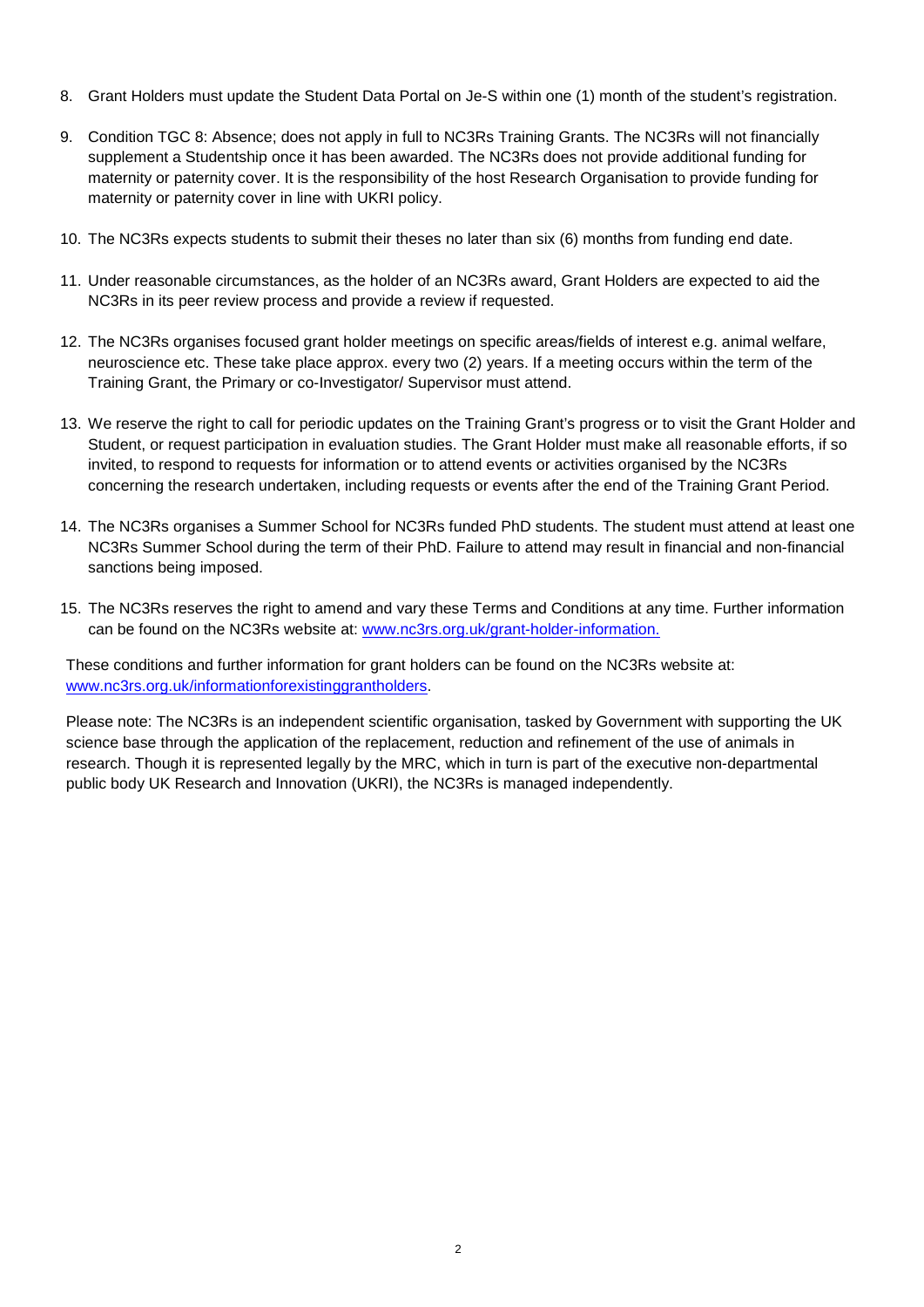8. Grant Holders must update the Student Data Portal on Je-S within one (1) month of the student's registration.

9. Condition TGC 8: Absence; does not apply in full to NC3Rs Training Grants. The NC3Rs will not financially supplement a Studentship once it has been awarded. The NC3Rs does not provide additional funding for maternity or paternity cover. It is the responsibility of the host Research Organisation to provide funding for maternity or paternity cover in line with UKRI policy.

10. The NC3Rs expects students to submit their theses no later than six (6) months from funding end date.

11. Under reasonable circumstances, as the holder of an NC3Rs award, Grant Holders are expected to aid the NC3Rs in its peer review process and provide a review if requested.

12. The NC3Rs organises focused grant holder meetings on specific areas/fields of interest e.g. animal welfare, neuroscience etc. These take place approx. every two (2) years. If a meeting occurs within the term of the Training Grant, the Primary or co-Investigator/ Supervisor must attend.

13. We reserve the right to call for periodic updates on the Training Grant's progress or to visit the Grant Holder and Student, or request participation in evaluation studies. The Grant Holder must make all reasonable efforts, if so invited, to respond to requests for information or to attend events or activities organised by the NC3Rs concerning the research undertaken, including requests or events after the end of the Training Grant Period.

14. The NC3Rs organises a Summer School for NC3Rs funded PhD students. The student must attend at least one NC3Rs Summer School during the term of their PhD. Failure to attend may result in financial and non-financial sanctions being imposed.

15. The NC3Rs reserves the right to amend and vary these Terms and Conditions at any time. Further information can be found on the NC3Rs website at: [www.nc3rs.org.uk/grant-holder-information.](http://www.nc3rs.org.uk/grant-holder-information)

These conditions and further information for grant holders can be found on the NC3Rs website at: [www.nc3rs.org.uk/informationforexistinggrantholders](http://www.nc3rs.org.uk/informationforexistinggrantholders).

Please note: The NC3Rs is an independent scientific organisation, tasked by Government with supporting the UK science base through the application of the replacement, reduction and refinement of the use of animals in research. Though it is represented legally by the MRC, which in turn is part of the executive non-departmental public body UK Research and Innovation (UKRI), the NC3Rs is managed independently.